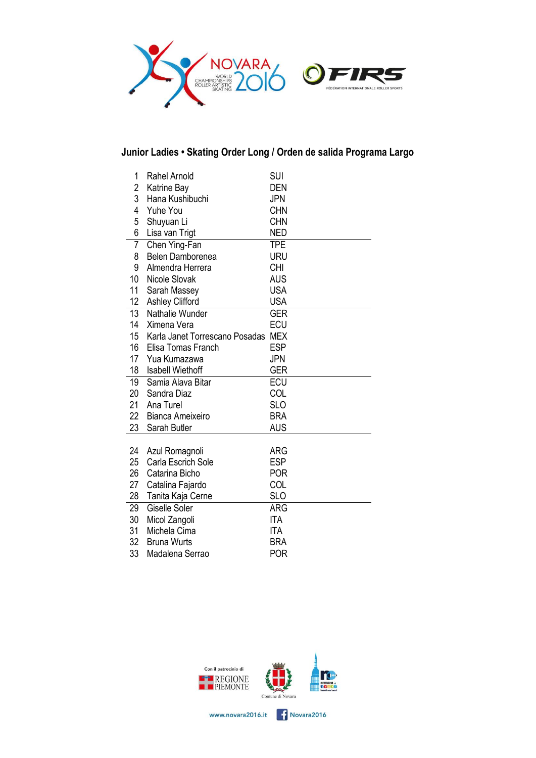## Junior Ladies • Skating Order Long / Orden de salida Programa Largo

| | | |
|---|---|---|
| 1 | Rahel Arnold | SUI |
| 2 | Katrine Bay | DEN |
| 3 | Hana Kushibuchi | JPN |
| 4 | Yuhe You | CHN |
| 5 | Shuyuan Li | CHN |
| 6 | Lisa van Trigt | NED |
| 7 | Chen Ying-Fan | TPE |
| 8 | Belen Damborenea | URU |
| 9 | Almendra Herrera | CHI |
| 10 | Nicole Slovak | AUS |
| 11 | Sarah Massey | USA |
| 12 | Ashley Clifford | USA |
| 13 | Nathalie Wunder | GER |
| 14 | Ximena Vera | ECU |
| 15 | Karla Janet Torrescano Posadas | MEX |
| 16 | Elisa Tomas Franch | ESP |
| 17 | Yua Kumazawa | JPN |
| 18 | Isabell Wiethoff | GER |
| 19 | Samia Alava Bitar | ECU |
| 20 | Sandra Diaz | COL |
| 21 | Ana Turel | SLO |
| 22 | Bianca Ameixeiro | BRA |
| 23 | Sarah Butler | AUS |
| 24 | Azul Romagnoli | ARG |
| 25 | Carla Escrich Sole | ESP |
| 26 | Catarina Bicho | POR |
| 27 | Catalina Fajardo | COL |
| 28 | Tanita Kaja Cerne | SLO |
| 29 | Giselle Soler | ARG |
| 30 | Micol Zangoli | ITA |
| 31 | Michela Cima | ITA |
| 32 | Bruna Wurts | BRA |
| 33 | Madalena Serrao | POR |

Con il patrocinio di REGIONE PIEMONTE · Comune di Novara

www.novara2016.it Novara2016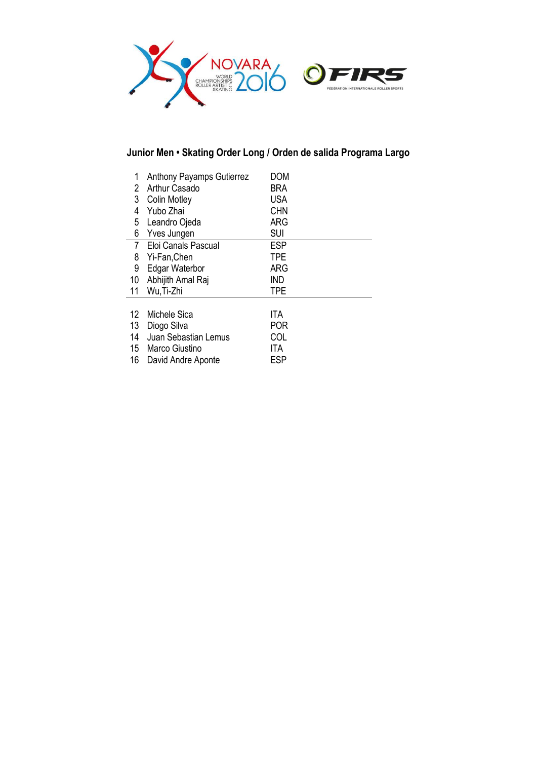## Junior Men • Skating Order Long / Orden de salida Programa Largo

| | | |
|---|---|---|
| 1 | Anthony Payamps Gutierrez | DOM |
| 2 | Arthur Casado | BRA |
| 3 | Colin Motley | USA |
| 4 | Yubo Zhai | CHN |
| 5 | Leandro Ojeda | ARG |
| 6 | Yves Jungen | SUI |
| 7 | Eloi Canals Pascual | ESP |
| 8 | Yi-Fan,Chen | TPE |
| 9 | Edgar Waterbor | ARG |
| 10 | Abhijith Amal Raj | IND |
| 11 | Wu,Ti-Zhi | TPE |
| 12 | Michele Sica | ITA |
| 13 | Diogo Silva | POR |
| 14 | Juan Sebastian Lemus | COL |
| 15 | Marco Giustino | ITA |
| 16 | David Andre Aponte | ESP |